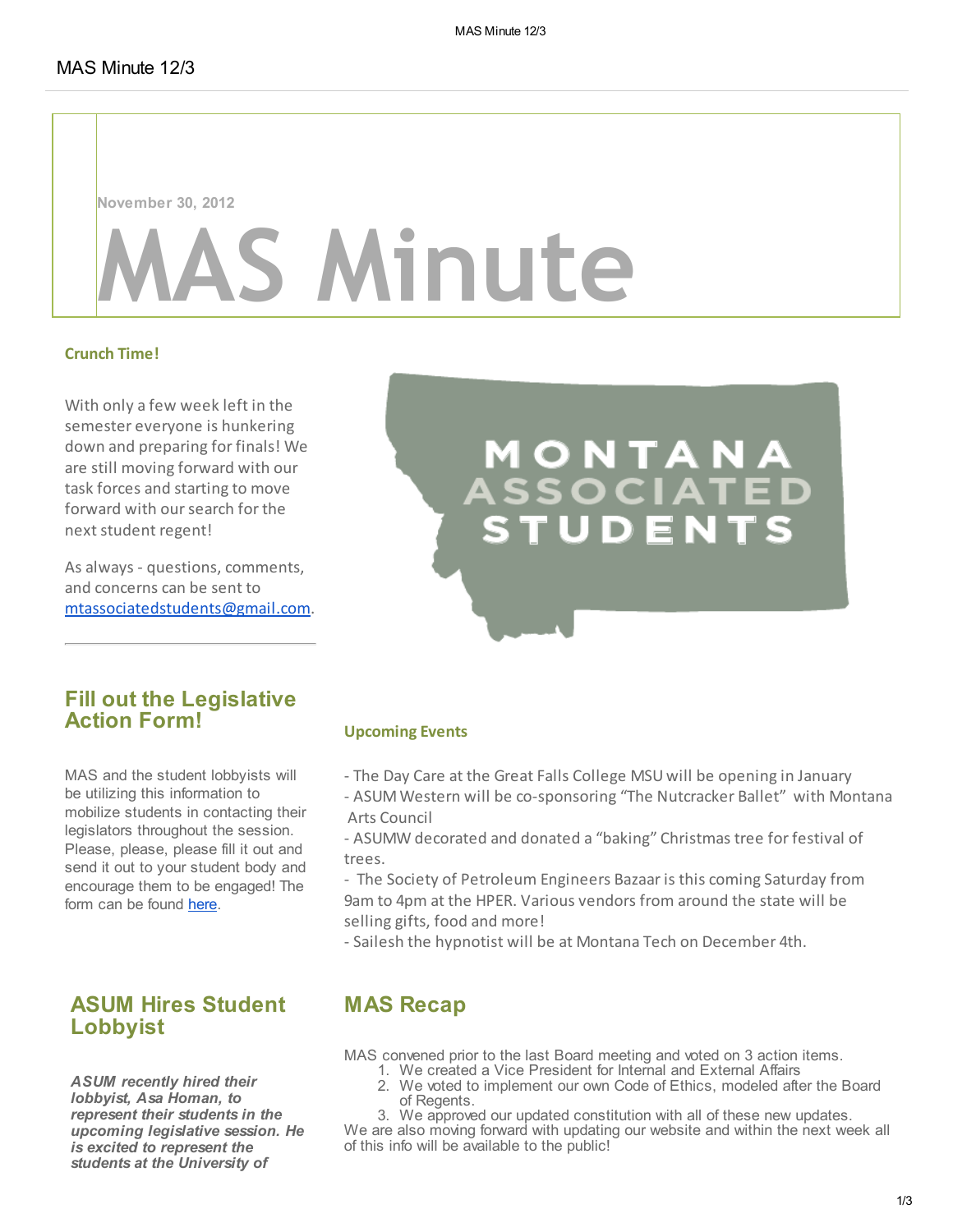# MAS Minute 12/3

November 30, 2012

# MAS Minute

### Crunch Time!

With only a few week left in the semester everyone is hunkering down and preparing for finals! We are still moving forward with our task forces and starting to move forward with our search for the next student regent!

As always - questions, comments, and concerns can be sent to mtassociatedstudents@gmail.com.

MONTANA ASSOCIATED STUDENTS

## Fill out the Legislative Action Form!

MAS and the student lobbyists will be utilizing this information to mobilize students in contacting their legislators throughout the session. Please, please, please fill it out and send it out to your student body and encourage them to be engaged! The form can be found here.

### Upcoming Events

- The Day Care at the Great Falls College MSU will be opening in January
- ASUM Western will be co-sponsoring "The Nutcracker Ballet" with Montana Arts Council
- ASUMW decorated and donated a "baking" Christmas tree for festival of trees.
- The Society of Petroleum Engineers Bazaar is this coming Saturday from 9am to 4pm at the HPER. Various vendors from around the state will be selling gifts, food and more!
- Sailesh the hypnotist will be at Montana Tech on December 4th.

## ASUM Hires Student Lobbyist

***ASUM recently hired their lobbyist, Asa Homan, to represent their students in the upcoming legislative session. He is excited to represent the students at the University of***

## MAS Recap

MAS convened prior to the last Board meeting and voted on 3 action items.

1. We created a Vice President for Internal and External Affairs
2. We voted to implement our own Code of Ethics, modeled after the Board of Regents.
3. We approved our updated constitution with all of these new updates.

We are also moving forward with updating our website and within the next week all of this info will be available to the public!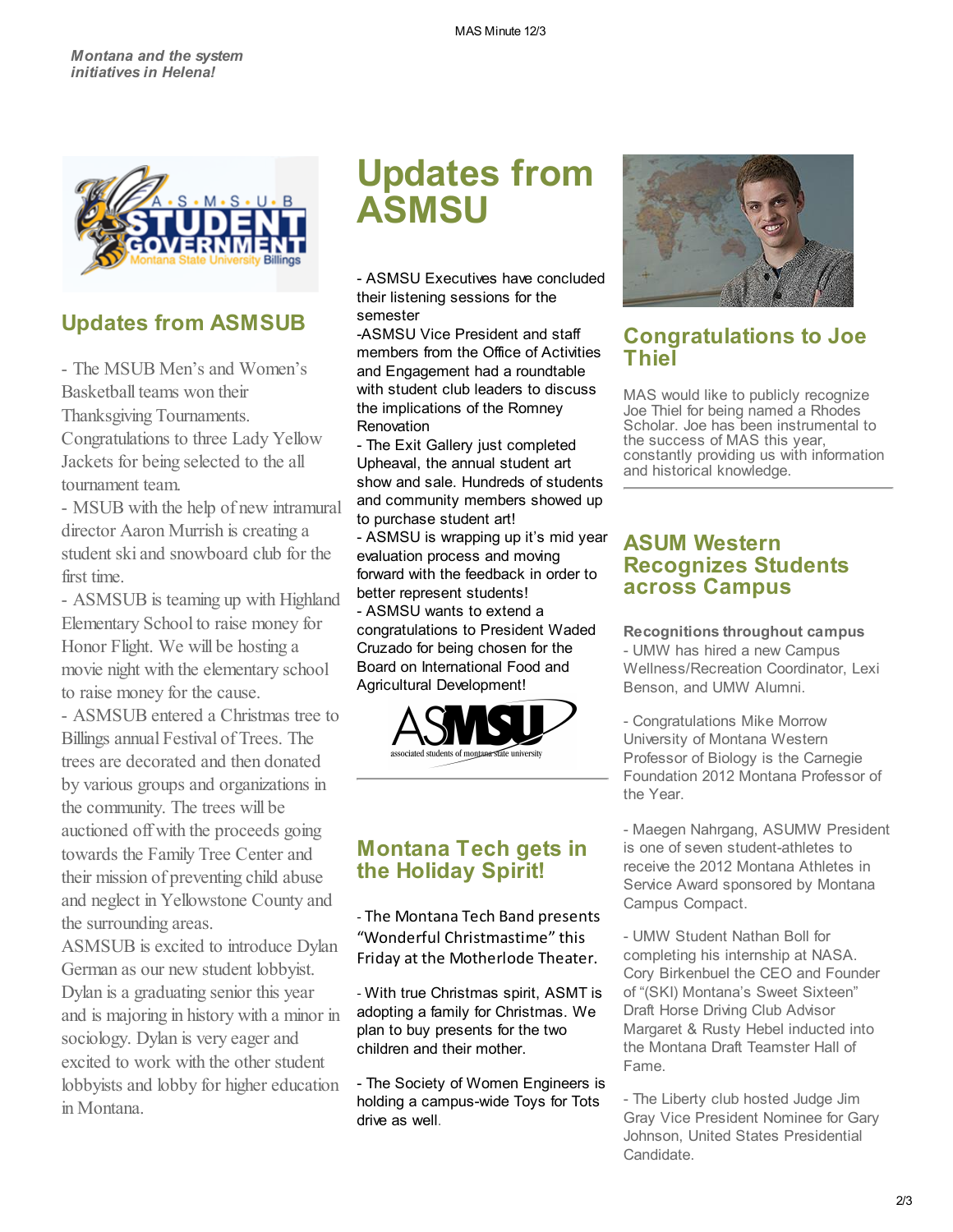*Montana and the system initiatives in Helena!*

## Updates from ASMSUB

- The MSUB Men's and Women's Basketball teams won their Thanksgiving Tournaments. Congratulations to three Lady Yellow Jackets for being selected to the all tournament team.
- MSUB with the help of new intramural director Aaron Murrish is creating a student ski and snowboard club for the first time.
- ASMSUB is teaming up with Highland Elementary School to raise money for Honor Flight. We will be hosting a movie night with the elementary school to raise money for the cause.
- ASMSUB entered a Christmas tree to Billings annual Festival of Trees. The trees are decorated and then donated by various groups and organizations in the community. The trees will be auctioned off with the proceeds going towards the Family Tree Center and their mission of preventing child abuse and neglect in Yellowstone County and the surrounding areas.

ASMSUB is excited to introduce Dylan German as our new student lobbyist. Dylan is a graduating senior this year and is majoring in history with a minor in sociology. Dylan is very eager and excited to work with the other student lobbyists and lobby for higher education in Montana.

# Updates from ASMSU

- ASMSU Executives have concluded their listening sessions for the semester
- ASMSU Vice President and staff members from the Office of Activities and Engagement had a roundtable with student club leaders to discuss the implications of the Romney Renovation
- The Exit Gallery just completed Upheaval, the annual student art show and sale. Hundreds of students and community members showed up to purchase student art!
- ASMSU is wrapping up it's mid year evaluation process and moving forward with the feedback in order to better represent students!
- ASMSU wants to extend a congratulations to President Waded Cruzado for being chosen for the Board on International Food and Agricultural Development!

## Montana Tech gets in the Holiday Spirit!

- The Montana Tech Band presents "Wonderful Christmastime" this Friday at the Motherlode Theater.

- With true Christmas spirit, ASMT is adopting a family for Christmas. We plan to buy presents for the two children and their mother.

- The Society of Women Engineers is holding a campus-wide Toys for Tots drive as well.

## Congratulations to Joe Thiel

MAS would like to publicly recognize Joe Thiel for being named a Rhodes Scholar. Joe has been instrumental to the success of MAS this year, constantly providing us with information and historical knowledge.

## ASUM Western Recognizes Students across Campus

**Recognitions throughout campus**

- UMW has hired a new Campus Wellness/Recreation Coordinator, Lexi Benson, and UMW Alumni.

- Congratulations Mike Morrow University of Montana Western Professor of Biology is the Carnegie Foundation 2012 Montana Professor of the Year.

- Maegen Nahrgang, ASUMW President is one of seven student-athletes to receive the 2012 Montana Athletes in Service Award sponsored by Montana Campus Compact.

- UMW Student Nathan Boll for completing his internship at NASA. Cory Birkenbuel the CEO and Founder of "(SKI) Montana's Sweet Sixteen" Draft Horse Driving Club Advisor Margaret & Rusty Hebel inducted into the Montana Draft Teamster Hall of Fame.

- The Liberty club hosted Judge Jim Gray Vice President Nominee for Gary Johnson, United States Presidential Candidate.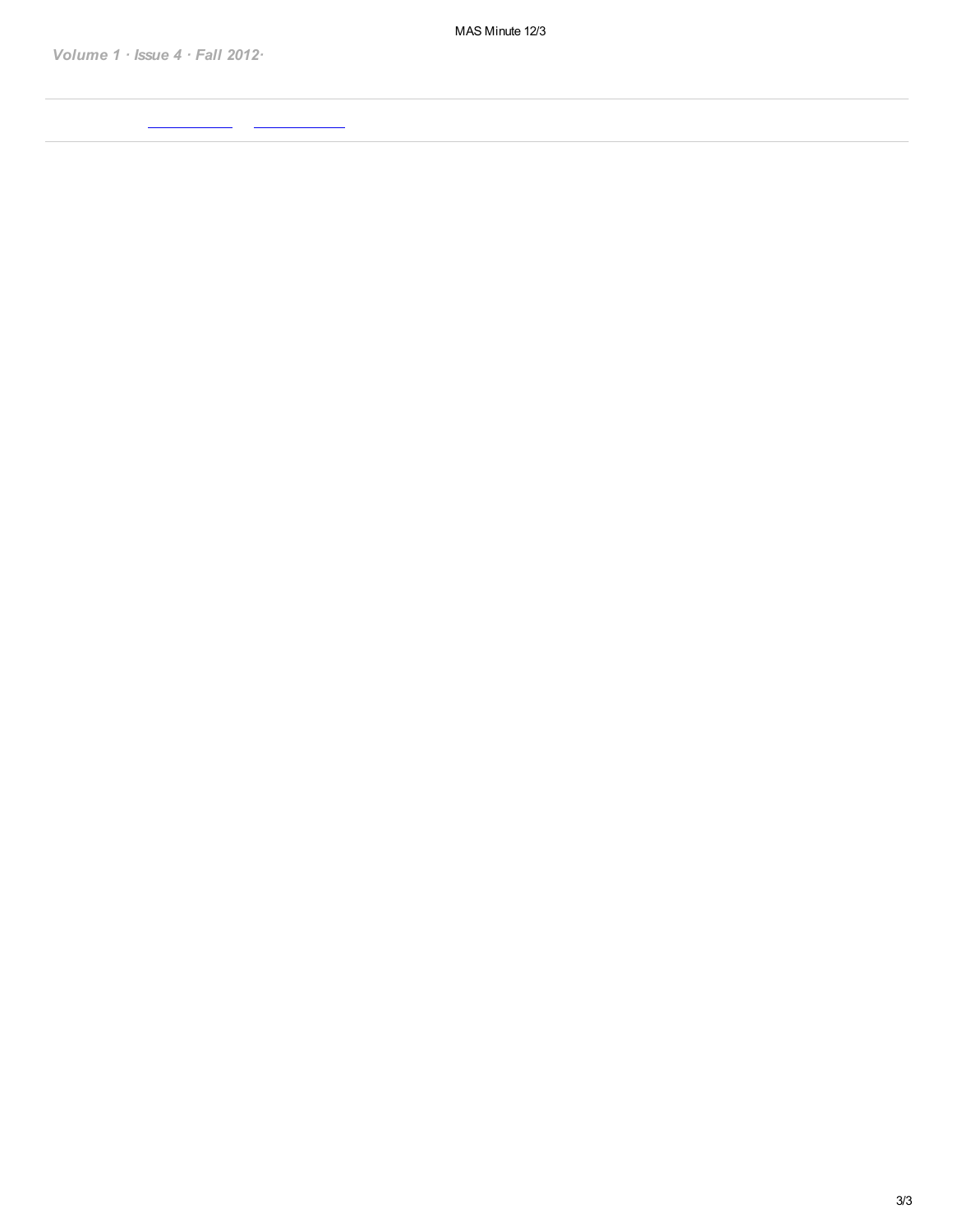*Volume 1 · Issue 4 · Fall 2012·*